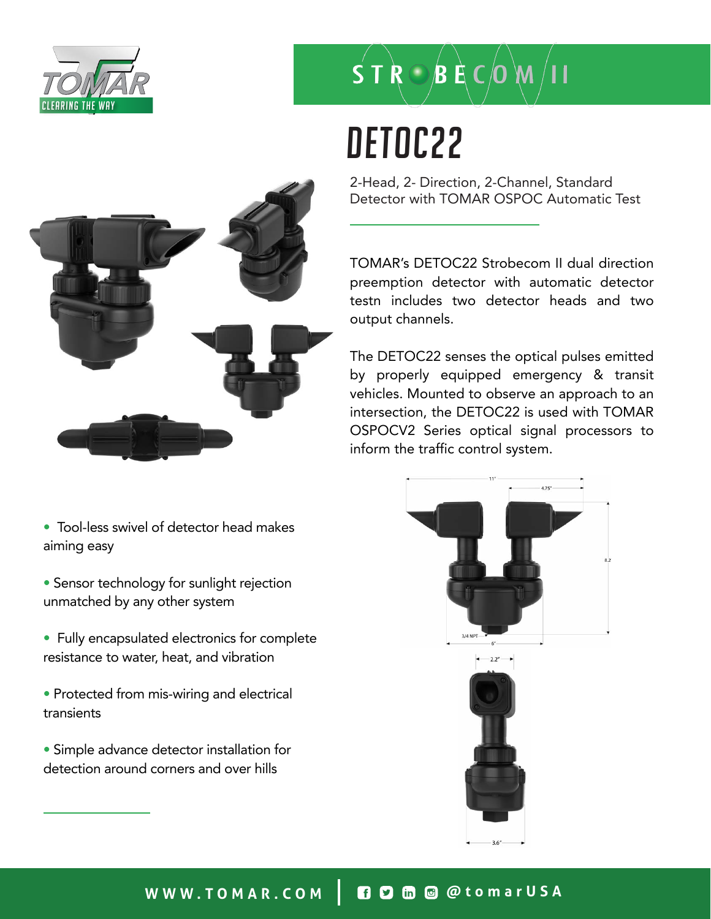STROBECOM II

# DETOC22

2-Head, 2- Direction, 2-Channel, Standard Detector with TOMAR OSPOC Automatic Test

TOMAR's DETOC22 Strobecom II dual direction preemption detector with automatic detector testn includes two detector heads and two output channels.

The DETOC22 senses the optical pulses emitted by properly equipped emergency & transit vehicles. Mounted to observe an approach to an intersection, the DETOC22 is used with TOMAR OSPOCV2 Series optical signal processors to inform the traffic control system.

- Tool-less swivel of detector head makes aiming easy
- Sensor technology for sunlight rejection unmatched by any other system
- Fully encapsulated electronics for complete resistance to water, heat, and vibration
- Protected from mis-wiring and electrical transients
- Simple advance detector installation for detection around corners and over hills

WWW.TOMAR.COM | @tomarUSA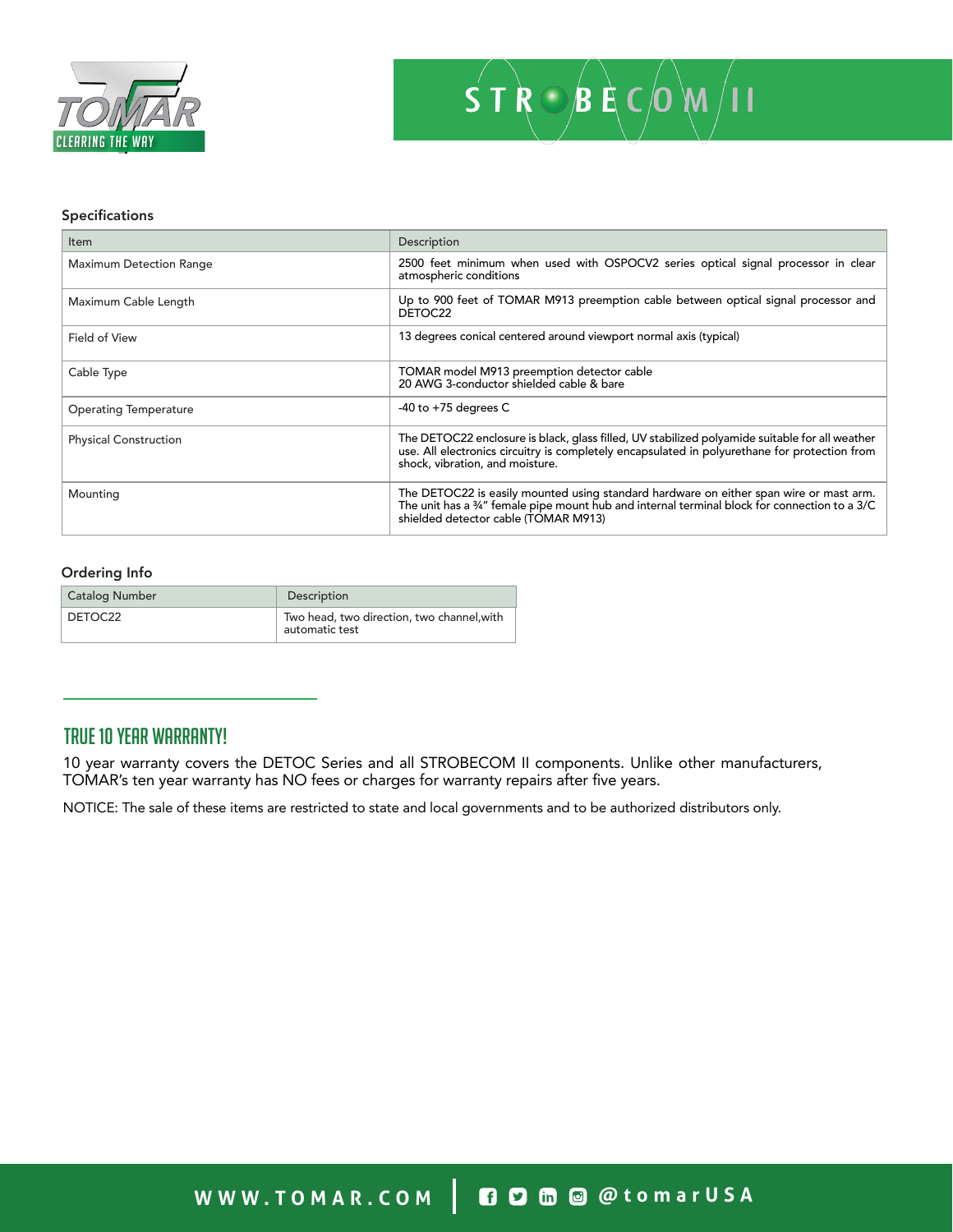## Specifications

| Item | Description |
|---|---|
| Maximum Detection Range | 2500 feet minimum when used with OSPOCV2 series optical signal processor in clear atmospheric conditions |
| Maximum Cable Length | Up to 900 feet of TOMAR M913 preemption cable between optical signal processor and DETOC22 |
| Field of View | 13 degrees conical centered around viewport normal axis (typical) |
| Cable Type | TOMAR model M913 preemption detector cable<br>20 AWG 3-conductor shielded cable & bare |
| Operating Temperature | -40 to +75 degrees C |
| Physical Construction | The DETOC22 enclosure is black, glass filled, UV stabilized polyamide suitable for all weather use. All electronics circuitry is completely encapsulated in polyurethane for protection from shock, vibration, and moisture. |
| Mounting | The DETOC22 is easily mounted using standard hardware on either span wire or mast arm. The unit has a ¾" female pipe mount hub and internal terminal block for connection to a 3/C shielded detector cable (TOMAR M913) |

## Ordering Info

| Catalog Number | Description |
|---|---|
| DETOC22 | Two head, two direction, two channel,with automatic test |

## TRUE 10 YEAR WARRANTY!

10 year warranty covers the DETOC Series and all STROBECOM II components. Unlike other manufacturers, TOMAR's ten year warranty has NO fees or charges for warranty repairs after five years.

NOTICE: The sale of these items are restricted to state and local governments and to be authorized distributors only.

WWW.TOMAR.COM | @tomarUSA